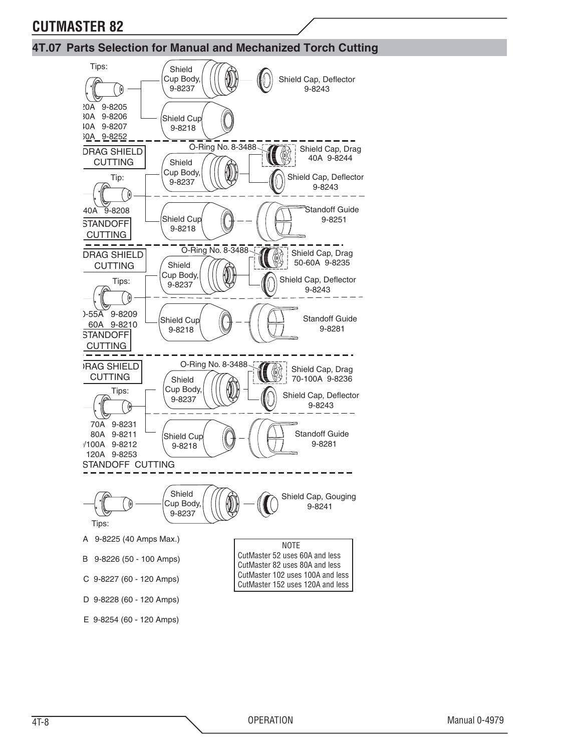## 4T.07 Parts Selection for Manual and Mechanized Torch Cutting

Tips:

20A 9-8205
30A 9-8206
40A 9-8207
50A 9-8252

Shield Cup Body, 9-8237

Shield Cap, Deflector 9-8243

Shield Cup 9-8218

DRAG SHIELD CUTTING

O-Ring No. 8-3488

Shield Cap, Drag 40A 9-8244

Shield Cup Body, 9-8237

Tip:

Shield Cap, Deflector 9-8243

40A 9-8208

STANDOFF CUTTING

Shield Cup 9-8218

Standoff Guide 9-8251

DRAG SHIELD CUTTING

O-Ring No. 8-3488

Shield Cap, Drag 50-60A 9-8235

Shield Cup Body, 9-8237

Tips:

Shield Cap, Deflector 9-8243

50-55A 9-8209
60A 9-8210

STANDOFF CUTTING

Shield Cup 9-8218

Standoff Guide 9-8281

DRAG SHIELD CUTTING

O-Ring No. 8-3488

Shield Cap, Drag 70-100A 9-8236

Shield Cup Body, 9-8237

Tips:

Shield Cap, Deflector 9-8243

70A 9-8231
80A 9-8211
90/100A 9-8212
120A 9-8253

STANDOFF CUTTING

Shield Cup 9-8218

Standoff Guide 9-8281

Shield Cup Body, 9-8237

Shield Cap, Gouging 9-8241

Tips:

A 9-8225 (40 Amps Max.)

B 9-8226 (50 - 100 Amps)

C 9-8227 (60 - 120 Amps)

D 9-8228 (60 - 120 Amps)

E 9-8254 (60 - 120 Amps)

NOTE
CutMaster 52 uses 60A and less
CutMaster 82 uses 80A and less
CutMaster 102 uses 100A and less
CutMaster 152 uses 120A and less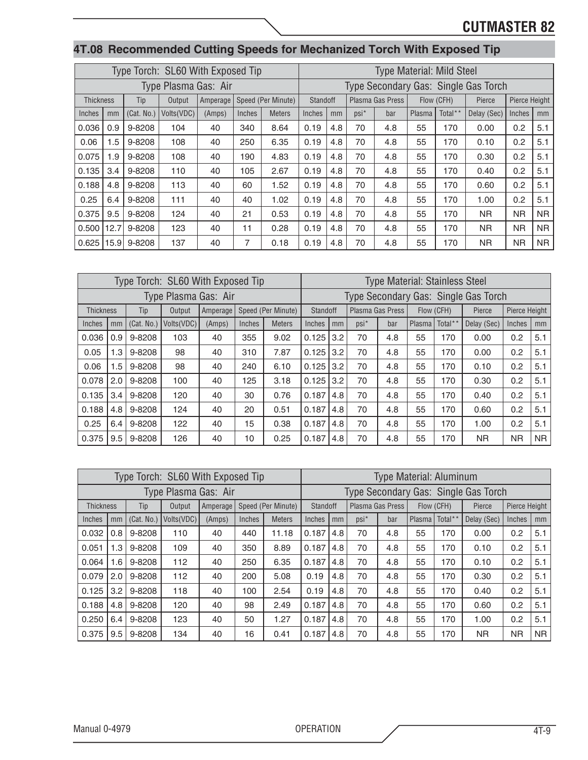## 4T.08 Recommended Cutting Speeds for Mechanized Torch With Exposed Tip

| Type Torch: SL60 With Exposed Tip | | | | | | | Type Material: Mild Steel | | | | | | | | |
|---|---|---|---|---|---|---|---|---|---|---|---|---|---|---|---|
| Type Plasma Gas: Air | | | | | | | Type Secondary Gas: Single Gas Torch | | | | | | | | |
| Thickness | | Tip | Output | Amperage | Speed (Per Minute) | | Standoff | | Plasma Gas Press | | Flow (CFH) | | Pierce | Pierce Height | |
| Inches | mm | (Cat. No.) | Volts(VDC) | (Amps) | Inches | Meters | Inches | mm | psi* | bar | Plasma | Total** | Delay (Sec) | Inches | mm |
| 0.036 | 0.9 | 9-8208 | 104 | 40 | 340 | 8.64 | 0.19 | 4.8 | 70 | 4.8 | 55 | 170 | 0.00 | 0.2 | 5.1 |
| 0.06 | 1.5 | 9-8208 | 108 | 40 | 250 | 6.35 | 0.19 | 4.8 | 70 | 4.8 | 55 | 170 | 0.10 | 0.2 | 5.1 |
| 0.075 | 1.9 | 9-8208 | 108 | 40 | 190 | 4.83 | 0.19 | 4.8 | 70 | 4.8 | 55 | 170 | 0.30 | 0.2 | 5.1 |
| 0.135 | 3.4 | 9-8208 | 110 | 40 | 105 | 2.67 | 0.19 | 4.8 | 70 | 4.8 | 55 | 170 | 0.40 | 0.2 | 5.1 |
| 0.188 | 4.8 | 9-8208 | 113 | 40 | 60 | 1.52 | 0.19 | 4.8 | 70 | 4.8 | 55 | 170 | 0.60 | 0.2 | 5.1 |
| 0.25 | 6.4 | 9-8208 | 111 | 40 | 40 | 1.02 | 0.19 | 4.8 | 70 | 4.8 | 55 | 170 | 1.00 | 0.2 | 5.1 |
| 0.375 | 9.5 | 9-8208 | 124 | 40 | 21 | 0.53 | 0.19 | 4.8 | 70 | 4.8 | 55 | 170 | NR | NR | NR |
| 0.500 | 12.7 | 9-8208 | 123 | 40 | 11 | 0.28 | 0.19 | 4.8 | 70 | 4.8 | 55 | 170 | NR | NR | NR |
| 0.625 | 15.9 | 9-8208 | 137 | 40 | 7 | 0.18 | 0.19 | 4.8 | 70 | 4.8 | 55 | 170 | NR | NR | NR |

| Type Torch: SL60 With Exposed Tip | | | | | | | Type Material: Stainless Steel | | | | | | | | |
|---|---|---|---|---|---|---|---|---|---|---|---|---|---|---|---|
| Type Plasma Gas: Air | | | | | | | Type Secondary Gas: Single Gas Torch | | | | | | | | |
| Thickness | | Tip | Output | Amperage | Speed (Per Minute) | | Standoff | | Plasma Gas Press | | Flow (CFH) | | Pierce | Pierce Height | |
| Inches | mm | (Cat. No.) | Volts(VDC) | (Amps) | Inches | Meters | Inches | mm | psi* | bar | Plasma | Total** | Delay (Sec) | Inches | mm |
| 0.036 | 0.9 | 9-8208 | 103 | 40 | 355 | 9.02 | 0.125 | 3.2 | 70 | 4.8 | 55 | 170 | 0.00 | 0.2 | 5.1 |
| 0.05 | 1.3 | 9-8208 | 98 | 40 | 310 | 7.87 | 0.125 | 3.2 | 70 | 4.8 | 55 | 170 | 0.00 | 0.2 | 5.1 |
| 0.06 | 1.5 | 9-8208 | 98 | 40 | 240 | 6.10 | 0.125 | 3.2 | 70 | 4.8 | 55 | 170 | 0.10 | 0.2 | 5.1 |
| 0.078 | 2.0 | 9-8208 | 100 | 40 | 125 | 3.18 | 0.125 | 3.2 | 70 | 4.8 | 55 | 170 | 0.30 | 0.2 | 5.1 |
| 0.135 | 3.4 | 9-8208 | 120 | 40 | 30 | 0.76 | 0.187 | 4.8 | 70 | 4.8 | 55 | 170 | 0.40 | 0.2 | 5.1 |
| 0.188 | 4.8 | 9-8208 | 124 | 40 | 20 | 0.51 | 0.187 | 4.8 | 70 | 4.8 | 55 | 170 | 0.60 | 0.2 | 5.1 |
| 0.25 | 6.4 | 9-8208 | 122 | 40 | 15 | 0.38 | 0.187 | 4.8 | 70 | 4.8 | 55 | 170 | 1.00 | 0.2 | 5.1 |
| 0.375 | 9.5 | 9-8208 | 126 | 40 | 10 | 0.25 | 0.187 | 4.8 | 70 | 4.8 | 55 | 170 | NR | NR | NR |

| Type Torch: SL60 With Exposed Tip | | | | | | | Type Material: Aluminum | | | | | | | | |
|---|---|---|---|---|---|---|---|---|---|---|---|---|---|---|---|
| Type Plasma Gas: Air | | | | | | | Type Secondary Gas: Single Gas Torch | | | | | | | | |
| Thickness | | Tip | Output | Amperage | Speed (Per Minute) | | Standoff | | Plasma Gas Press | | Flow (CFH) | | Pierce | Pierce Height | |
| Inches | mm | (Cat. No.) | Volts(VDC) | (Amps) | Inches | Meters | Inches | mm | psi* | bar | Plasma | Total** | Delay (Sec) | Inches | mm |
| 0.032 | 0.8 | 9-8208 | 110 | 40 | 440 | 11.18 | 0.187 | 4.8 | 70 | 4.8 | 55 | 170 | 0.00 | 0.2 | 5.1 |
| 0.051 | 1.3 | 9-8208 | 109 | 40 | 350 | 8.89 | 0.187 | 4.8 | 70 | 4.8 | 55 | 170 | 0.10 | 0.2 | 5.1 |
| 0.064 | 1.6 | 9-8208 | 112 | 40 | 250 | 6.35 | 0.187 | 4.8 | 70 | 4.8 | 55 | 170 | 0.10 | 0.2 | 5.1 |
| 0.079 | 2.0 | 9-8208 | 112 | 40 | 200 | 5.08 | 0.19 | 4.8 | 70 | 4.8 | 55 | 170 | 0.30 | 0.2 | 5.1 |
| 0.125 | 3.2 | 9-8208 | 118 | 40 | 100 | 2.54 | 0.19 | 4.8 | 70 | 4.8 | 55 | 170 | 0.40 | 0.2 | 5.1 |
| 0.188 | 4.8 | 9-8208 | 120 | 40 | 98 | 2.49 | 0.187 | 4.8 | 70 | 4.8 | 55 | 170 | 0.60 | 0.2 | 5.1 |
| 0.250 | 6.4 | 9-8208 | 123 | 40 | 50 | 1.27 | 0.187 | 4.8 | 70 | 4.8 | 55 | 170 | 1.00 | 0.2 | 5.1 |
| 0.375 | 9.5 | 9-8208 | 134 | 40 | 16 | 0.41 | 0.187 | 4.8 | 70 | 4.8 | 55 | 170 | NR | NR | NR |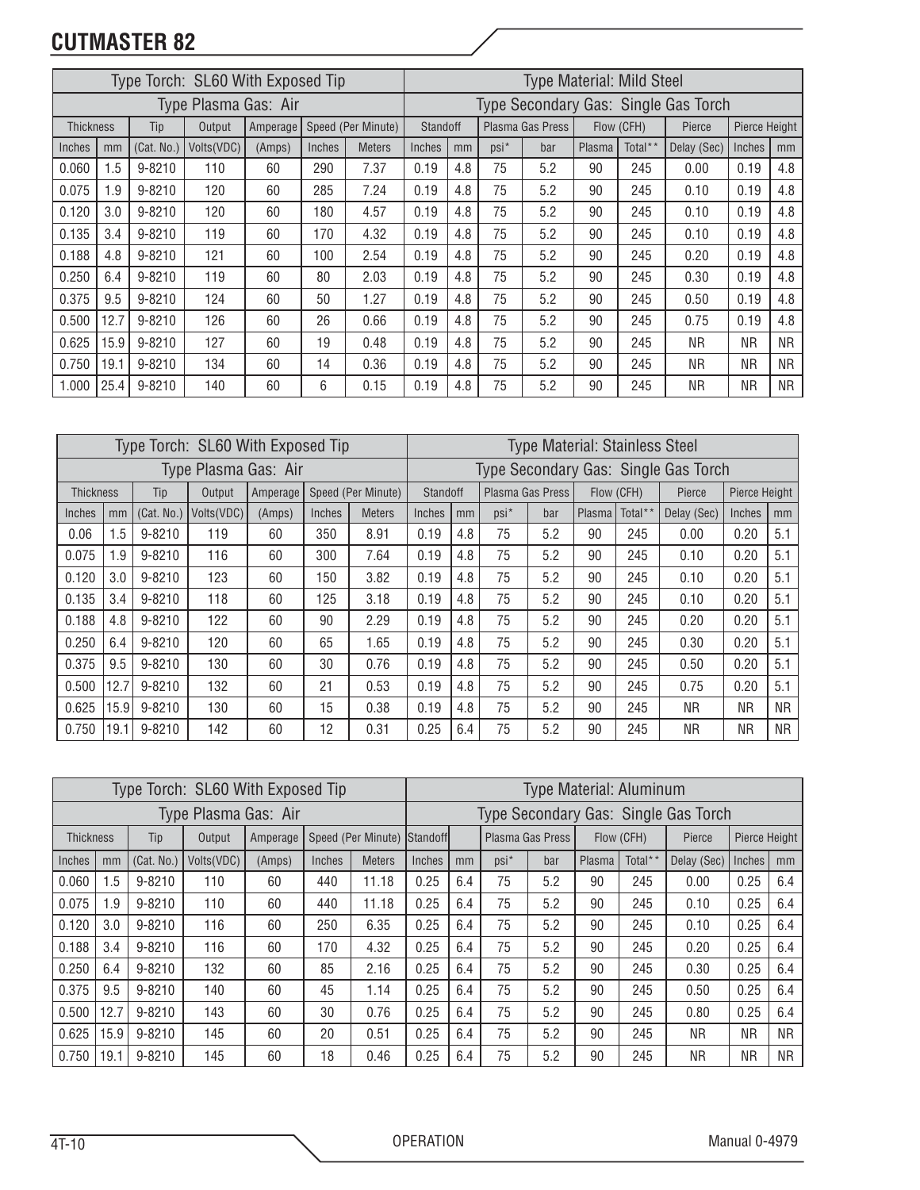# CUTMASTER 82

| Type Torch: SL60 With Exposed Tip | | | | | | | Type Material: Mild Steel | | | | | | | | |
|---|---|---|---|---|---|---|---|---|---|---|---|---|---|---|---|
| Type Plasma Gas: Air | | | | | | | Type Secondary Gas: Single Gas Torch | | | | | | | | |
| Thickness | | Tip | Output | Amperage | Speed (Per Minute) | | Standoff | | Plasma Gas Press | | Flow (CFH) | | Pierce | Pierce Height | |
| Inches | mm | (Cat. No.) | Volts(VDC) | (Amps) | Inches | Meters | Inches | mm | psi* | bar | Plasma | Total** | Delay (Sec) | Inches | mm |
| 0.060 | 1.5 | 9-8210 | 110 | 60 | 290 | 7.37 | 0.19 | 4.8 | 75 | 5.2 | 90 | 245 | 0.00 | 0.19 | 4.8 |
| 0.075 | 1.9 | 9-8210 | 120 | 60 | 285 | 7.24 | 0.19 | 4.8 | 75 | 5.2 | 90 | 245 | 0.10 | 0.19 | 4.8 |
| 0.120 | 3.0 | 9-8210 | 120 | 60 | 180 | 4.57 | 0.19 | 4.8 | 75 | 5.2 | 90 | 245 | 0.10 | 0.19 | 4.8 |
| 0.135 | 3.4 | 9-8210 | 119 | 60 | 170 | 4.32 | 0.19 | 4.8 | 75 | 5.2 | 90 | 245 | 0.10 | 0.19 | 4.8 |
| 0.188 | 4.8 | 9-8210 | 121 | 60 | 100 | 2.54 | 0.19 | 4.8 | 75 | 5.2 | 90 | 245 | 0.20 | 0.19 | 4.8 |
| 0.250 | 6.4 | 9-8210 | 119 | 60 | 80 | 2.03 | 0.19 | 4.8 | 75 | 5.2 | 90 | 245 | 0.30 | 0.19 | 4.8 |
| 0.375 | 9.5 | 9-8210 | 124 | 60 | 50 | 1.27 | 0.19 | 4.8 | 75 | 5.2 | 90 | 245 | 0.50 | 0.19 | 4.8 |
| 0.500 | 12.7 | 9-8210 | 126 | 60 | 26 | 0.66 | 0.19 | 4.8 | 75 | 5.2 | 90 | 245 | 0.75 | 0.19 | 4.8 |
| 0.625 | 15.9 | 9-8210 | 127 | 60 | 19 | 0.48 | 0.19 | 4.8 | 75 | 5.2 | 90 | 245 | NR | NR | NR |
| 0.750 | 19.1 | 9-8210 | 134 | 60 | 14 | 0.36 | 0.19 | 4.8 | 75 | 5.2 | 90 | 245 | NR | NR | NR |
| 1.000 | 25.4 | 9-8210 | 140 | 60 | 6 | 0.15 | 0.19 | 4.8 | 75 | 5.2 | 90 | 245 | NR | NR | NR |

| Type Torch: SL60 With Exposed Tip | | | | | | | Type Material: Stainless Steel | | | | | | | | |
|---|---|---|---|---|---|---|---|---|---|---|---|---|---|---|---|
| Type Plasma Gas: Air | | | | | | | Type Secondary Gas: Single Gas Torch | | | | | | | | |
| Thickness | | Tip | Output | Amperage | Speed (Per Minute) | | Standoff | | Plasma Gas Press | | Flow (CFH) | | Pierce | Pierce Height | |
| Inches | mm | (Cat. No.) | Volts(VDC) | (Amps) | Inches | Meters | Inches | mm | psi* | bar | Plasma | Total** | Delay (Sec) | Inches | mm |
| 0.06 | 1.5 | 9-8210 | 119 | 60 | 350 | 8.91 | 0.19 | 4.8 | 75 | 5.2 | 90 | 245 | 0.00 | 0.20 | 5.1 |
| 0.075 | 1.9 | 9-8210 | 116 | 60 | 300 | 7.64 | 0.19 | 4.8 | 75 | 5.2 | 90 | 245 | 0.10 | 0.20 | 5.1 |
| 0.120 | 3.0 | 9-8210 | 123 | 60 | 150 | 3.82 | 0.19 | 4.8 | 75 | 5.2 | 90 | 245 | 0.10 | 0.20 | 5.1 |
| 0.135 | 3.4 | 9-8210 | 118 | 60 | 125 | 3.18 | 0.19 | 4.8 | 75 | 5.2 | 90 | 245 | 0.10 | 0.20 | 5.1 |
| 0.188 | 4.8 | 9-8210 | 122 | 60 | 90 | 2.29 | 0.19 | 4.8 | 75 | 5.2 | 90 | 245 | 0.20 | 0.20 | 5.1 |
| 0.250 | 6.4 | 9-8210 | 120 | 60 | 65 | 1.65 | 0.19 | 4.8 | 75 | 5.2 | 90 | 245 | 0.30 | 0.20 | 5.1 |
| 0.375 | 9.5 | 9-8210 | 130 | 60 | 30 | 0.76 | 0.19 | 4.8 | 75 | 5.2 | 90 | 245 | 0.50 | 0.20 | 5.1 |
| 0.500 | 12.7 | 9-8210 | 132 | 60 | 21 | 0.53 | 0.19 | 4.8 | 75 | 5.2 | 90 | 245 | 0.75 | 0.20 | 5.1 |
| 0.625 | 15.9 | 9-8210 | 130 | 60 | 15 | 0.38 | 0.19 | 4.8 | 75 | 5.2 | 90 | 245 | NR | NR | NR |
| 0.750 | 19.1 | 9-8210 | 142 | 60 | 12 | 0.31 | 0.25 | 6.4 | 75 | 5.2 | 90 | 245 | NR | NR | NR |

| Type Torch: SL60 With Exposed Tip | | | | | | | Type Material: Aluminum | | | | | | | | |
|---|---|---|---|---|---|---|---|---|---|---|---|---|---|---|---|
| Type Plasma Gas: Air | | | | | | | Type Secondary Gas: Single Gas Torch | | | | | | | | |
| Thickness | | Tip | Output | Amperage | Speed (Per Minute) | | Standoff | | Plasma Gas Press | | Flow (CFH) | | Pierce | Pierce Height | |
| Inches | mm | (Cat. No.) | Volts(VDC) | (Amps) | Inches | Meters | Inches | mm | psi* | bar | Plasma | Total** | Delay (Sec) | Inches | mm |
| 0.060 | 1.5 | 9-8210 | 110 | 60 | 440 | 11.18 | 0.25 | 6.4 | 75 | 5.2 | 90 | 245 | 0.00 | 0.25 | 6.4 |
| 0.075 | 1.9 | 9-8210 | 110 | 60 | 440 | 11.18 | 0.25 | 6.4 | 75 | 5.2 | 90 | 245 | 0.10 | 0.25 | 6.4 |
| 0.120 | 3.0 | 9-8210 | 116 | 60 | 250 | 6.35 | 0.25 | 6.4 | 75 | 5.2 | 90 | 245 | 0.10 | 0.25 | 6.4 |
| 0.188 | 3.4 | 9-8210 | 116 | 60 | 170 | 4.32 | 0.25 | 6.4 | 75 | 5.2 | 90 | 245 | 0.20 | 0.25 | 6.4 |
| 0.250 | 6.4 | 9-8210 | 132 | 60 | 85 | 2.16 | 0.25 | 6.4 | 75 | 5.2 | 90 | 245 | 0.30 | 0.25 | 6.4 |
| 0.375 | 9.5 | 9-8210 | 140 | 60 | 45 | 1.14 | 0.25 | 6.4 | 75 | 5.2 | 90 | 245 | 0.50 | 0.25 | 6.4 |
| 0.500 | 12.7 | 9-8210 | 143 | 60 | 30 | 0.76 | 0.25 | 6.4 | 75 | 5.2 | 90 | 245 | 0.80 | 0.25 | 6.4 |
| 0.625 | 15.9 | 9-8210 | 145 | 60 | 20 | 0.51 | 0.25 | 6.4 | 75 | 5.2 | 90 | 245 | NR | NR | NR |
| 0.750 | 19.1 | 9-8210 | 145 | 60 | 18 | 0.46 | 0.25 | 6.4 | 75 | 5.2 | 90 | 245 | NR | NR | NR |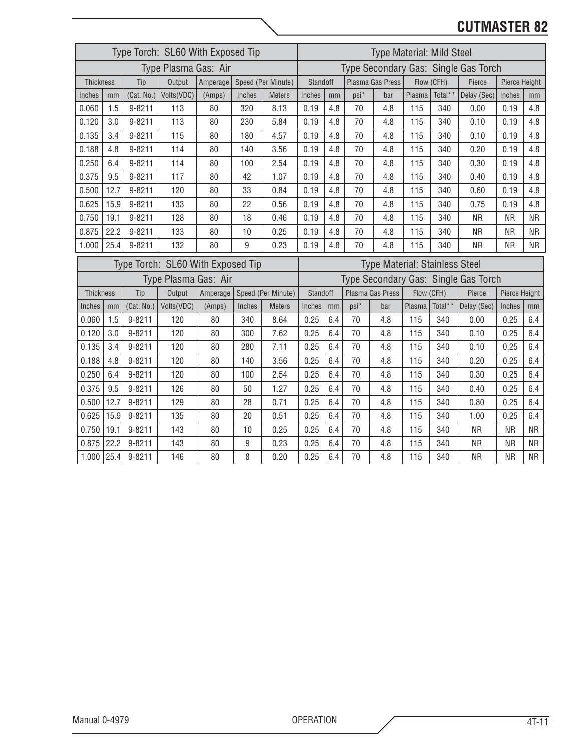| Type Torch: SL60 With Exposed Tip | | | | | | | Type Material: Mild Steel | | | | | | | | |
|---|---|---|---|---|---|---|---|---|---|---|---|---|---|---|---|
| Type Plasma Gas: Air | | | | | | | Type Secondary Gas: Single Gas Torch | | | | | | | | |
| Thickness | | Tip | Output | Amperage | Speed (Per Minute) | | Standoff | | Plasma Gas Press | | Flow (CFH) | | Pierce | Pierce Height | |
| Inches | mm | (Cat. No.) | Volts(VDC) | (Amps) | Inches | Meters | Inches | mm | psi* | bar | Plasma | Total** | Delay (Sec) | Inches | mm |
| 0.060 | 1.5 | 9-8211 | 113 | 80 | 320 | 8.13 | 0.19 | 4.8 | 70 | 4.8 | 115 | 340 | 0.00 | 0.19 | 4.8 |
| 0.120 | 3.0 | 9-8211 | 113 | 80 | 230 | 5.84 | 0.19 | 4.8 | 70 | 4.8 | 115 | 340 | 0.10 | 0.19 | 4.8 |
| 0.135 | 3.4 | 9-8211 | 115 | 80 | 180 | 4.57 | 0.19 | 4.8 | 70 | 4.8 | 115 | 340 | 0.10 | 0.19 | 4.8 |
| 0.188 | 4.8 | 9-8211 | 114 | 80 | 140 | 3.56 | 0.19 | 4.8 | 70 | 4.8 | 115 | 340 | 0.20 | 0.19 | 4.8 |
| 0.250 | 6.4 | 9-8211 | 114 | 80 | 100 | 2.54 | 0.19 | 4.8 | 70 | 4.8 | 115 | 340 | 0.30 | 0.19 | 4.8 |
| 0.375 | 9.5 | 9-8211 | 117 | 80 | 42 | 1.07 | 0.19 | 4.8 | 70 | 4.8 | 115 | 340 | 0.40 | 0.19 | 4.8 |
| 0.500 | 12.7 | 9-8211 | 120 | 80 | 33 | 0.84 | 0.19 | 4.8 | 70 | 4.8 | 115 | 340 | 0.60 | 0.19 | 4.8 |
| 0.625 | 15.9 | 9-8211 | 133 | 80 | 22 | 0.56 | 0.19 | 4.8 | 70 | 4.8 | 115 | 340 | 0.75 | 0.19 | 4.8 |
| 0.750 | 19.1 | 9-8211 | 128 | 80 | 18 | 0.46 | 0.19 | 4.8 | 70 | 4.8 | 115 | 340 | NR | NR | NR |
| 0.875 | 22.2 | 9-8211 | 133 | 80 | 10 | 0.25 | 0.19 | 4.8 | 70 | 4.8 | 115 | 340 | NR | NR | NR |
| 1.000 | 25.4 | 9-8211 | 132 | 80 | 9 | 0.23 | 0.19 | 4.8 | 70 | 4.8 | 115 | 340 | NR | NR | NR |

| Type Torch: SL60 With Exposed Tip | | | | | | | Type Material: Stainless Steel | | | | | | | | |
|---|---|---|---|---|---|---|---|---|---|---|---|---|---|---|---|
| Type Plasma Gas: Air | | | | | | | Type Secondary Gas: Single Gas Torch | | | | | | | | |
| Thickness | | Tip | Output | Amperage | Speed (Per Minute) | | Standoff | | Plasma Gas Press | | Flow (CFH) | | Pierce | Pierce Height | |
| Inches | mm | (Cat. No.) | Volts(VDC) | (Amps) | Inches | Meters | Inches | mm | psi* | bar | Plasma | Total** | Delay (Sec) | Inches | mm |
| 0.060 | 1.5 | 9-8211 | 120 | 80 | 340 | 8.64 | 0.25 | 6.4 | 70 | 4.8 | 115 | 340 | 0.00 | 0.25 | 6.4 |
| 0.120 | 3.0 | 9-8211 | 120 | 80 | 300 | 7.62 | 0.25 | 6.4 | 70 | 4.8 | 115 | 340 | 0.10 | 0.25 | 6.4 |
| 0.135 | 3.4 | 9-8211 | 120 | 80 | 280 | 7.11 | 0.25 | 6.4 | 70 | 4.8 | 115 | 340 | 0.10 | 0.25 | 6.4 |
| 0.188 | 4.8 | 9-8211 | 120 | 80 | 140 | 3.56 | 0.25 | 6.4 | 70 | 4.8 | 115 | 340 | 0.20 | 0.25 | 6.4 |
| 0.250 | 6.4 | 9-8211 | 120 | 80 | 100 | 2.54 | 0.25 | 6.4 | 70 | 4.8 | 115 | 340 | 0.30 | 0.25 | 6.4 |
| 0.375 | 9.5 | 9-8211 | 126 | 80 | 50 | 1.27 | 0.25 | 6.4 | 70 | 4.8 | 115 | 340 | 0.40 | 0.25 | 6.4 |
| 0.500 | 12.7 | 9-8211 | 129 | 80 | 28 | 0.71 | 0.25 | 6.4 | 70 | 4.8 | 115 | 340 | 0.80 | 0.25 | 6.4 |
| 0.625 | 15.9 | 9-8211 | 135 | 80 | 20 | 0.51 | 0.25 | 6.4 | 70 | 4.8 | 115 | 340 | 1.00 | 0.25 | 6.4 |
| 0.750 | 19.1 | 9-8211 | 143 | 80 | 10 | 0.25 | 0.25 | 6.4 | 70 | 4.8 | 115 | 340 | NR | NR | NR |
| 0.875 | 22.2 | 9-8211 | 143 | 80 | 9 | 0.23 | 0.25 | 6.4 | 70 | 4.8 | 115 | 340 | NR | NR | NR |
| 1.000 | 25.4 | 9-8211 | 146 | 80 | 8 | 0.20 | 0.25 | 6.4 | 70 | 4.8 | 115 | 340 | NR | NR | NR |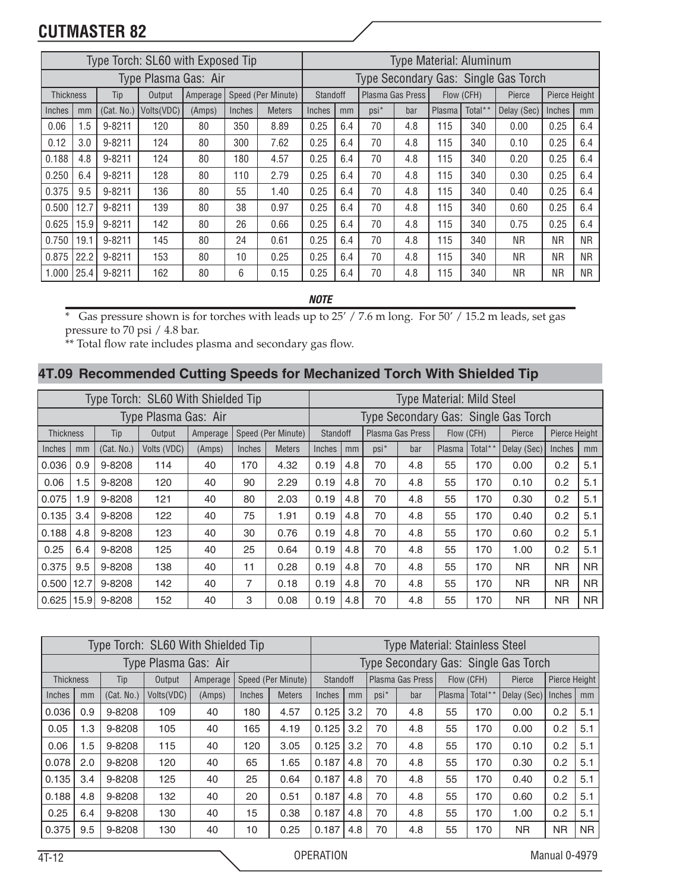| Type Torch: SL60 with Exposed Tip | | | | | | | Type Material: Aluminum | | | | | | | | |
|---|---|---|---|---|---|---|---|---|---|---|---|---|---|---|---|
| Type Plasma Gas: Air | | | | | | | Type Secondary Gas: Single Gas Torch | | | | | | | | |
| Thickness | | Tip | Output | Amperage | Speed (Per Minute) | | Standoff | | Plasma Gas Press | | Flow (CFH) | | Pierce | Pierce Height | |
| Inches | mm | (Cat. No.) | Volts(VDC) | (Amps) | Inches | Meters | Inches | mm | psi* | bar | Plasma | Total** | Delay (Sec) | Inches | mm |
| 0.06 | 1.5 | 9-8211 | 120 | 80 | 350 | 8.89 | 0.25 | 6.4 | 70 | 4.8 | 115 | 340 | 0.00 | 0.25 | 6.4 |
| 0.12 | 3.0 | 9-8211 | 124 | 80 | 300 | 7.62 | 0.25 | 6.4 | 70 | 4.8 | 115 | 340 | 0.10 | 0.25 | 6.4 |
| 0.188 | 4.8 | 9-8211 | 124 | 80 | 180 | 4.57 | 0.25 | 6.4 | 70 | 4.8 | 115 | 340 | 0.20 | 0.25 | 6.4 |
| 0.250 | 6.4 | 9-8211 | 128 | 80 | 110 | 2.79 | 0.25 | 6.4 | 70 | 4.8 | 115 | 340 | 0.30 | 0.25 | 6.4 |
| 0.375 | 9.5 | 9-8211 | 136 | 80 | 55 | 1.40 | 0.25 | 6.4 | 70 | 4.8 | 115 | 340 | 0.40 | 0.25 | 6.4 |
| 0.500 | 12.7 | 9-8211 | 139 | 80 | 38 | 0.97 | 0.25 | 6.4 | 70 | 4.8 | 115 | 340 | 0.60 | 0.25 | 6.4 |
| 0.625 | 15.9 | 9-8211 | 142 | 80 | 26 | 0.66 | 0.25 | 6.4 | 70 | 4.8 | 115 | 340 | 0.75 | 0.25 | 6.4 |
| 0.750 | 19.1 | 9-8211 | 145 | 80 | 24 | 0.61 | 0.25 | 6.4 | 70 | 4.8 | 115 | 340 | NR | NR | NR |
| 0.875 | 22.2 | 9-8211 | 153 | 80 | 10 | 0.25 | 0.25 | 6.4 | 70 | 4.8 | 115 | 340 | NR | NR | NR |
| 1.000 | 25.4 | 9-8211 | 162 | 80 | 6 | 0.15 | 0.25 | 6.4 | 70 | 4.8 | 115 | 340 | NR | NR | NR |

***NOTE***

* Gas pressure shown is for torches with leads up to 25' / 7.6 m long. For 50' / 15.2 m leads, set gas pressure to 70 psi / 4.8 bar.

** Total flow rate includes plasma and secondary gas flow.

## 4T.09 Recommended Cutting Speeds for Mechanized Torch With Shielded Tip

| Type Torch: SL60 With Shielded Tip | | | | | | | Type Material: Mild Steel | | | | | | | | |
|---|---|---|---|---|---|---|---|---|---|---|---|---|---|---|---|
| Type Plasma Gas: Air | | | | | | | Type Secondary Gas: Single Gas Torch | | | | | | | | |
| Thickness | | Tip | Output | Amperage | Speed (Per Minute) | | Standoff | | Plasma Gas Press | | Flow (CFH) | | Pierce | Pierce Height | |
| Inches | mm | (Cat. No.) | Volts (VDC) | (Amps) | Inches | Meters | Inches | mm | psi* | bar | Plasma | Total** | Delay (Sec) | Inches | mm |
| 0.036 | 0.9 | 9-8208 | 114 | 40 | 170 | 4.32 | 0.19 | 4.8 | 70 | 4.8 | 55 | 170 | 0.00 | 0.2 | 5.1 |
| 0.06 | 1.5 | 9-8208 | 120 | 40 | 90 | 2.29 | 0.19 | 4.8 | 70 | 4.8 | 55 | 170 | 0.10 | 0.2 | 5.1 |
| 0.075 | 1.9 | 9-8208 | 121 | 40 | 80 | 2.03 | 0.19 | 4.8 | 70 | 4.8 | 55 | 170 | 0.30 | 0.2 | 5.1 |
| 0.135 | 3.4 | 9-8208 | 122 | 40 | 75 | 1.91 | 0.19 | 4.8 | 70 | 4.8 | 55 | 170 | 0.40 | 0.2 | 5.1 |
| 0.188 | 4.8 | 9-8208 | 123 | 40 | 30 | 0.76 | 0.19 | 4.8 | 70 | 4.8 | 55 | 170 | 0.60 | 0.2 | 5.1 |
| 0.25 | 6.4 | 9-8208 | 125 | 40 | 25 | 0.64 | 0.19 | 4.8 | 70 | 4.8 | 55 | 170 | 1.00 | 0.2 | 5.1 |
| 0.375 | 9.5 | 9-8208 | 138 | 40 | 11 | 0.28 | 0.19 | 4.8 | 70 | 4.8 | 55 | 170 | NR | NR | NR |
| 0.500 | 12.7 | 9-8208 | 142 | 40 | 7 | 0.18 | 0.19 | 4.8 | 70 | 4.8 | 55 | 170 | NR | NR | NR |
| 0.625 | 15.9 | 9-8208 | 152 | 40 | 3 | 0.08 | 0.19 | 4.8 | 70 | 4.8 | 55 | 170 | NR | NR | NR |

| Type Torch: SL60 With Shielded Tip | | | | | | | Type Material: Stainless Steel | | | | | | | | |
|---|---|---|---|---|---|---|---|---|---|---|---|---|---|---|---|
| Type Plasma Gas: Air | | | | | | | Type Secondary Gas: Single Gas Torch | | | | | | | | |
| Thickness | | Tip | Output | Amperage | Speed (Per Minute) | | Standoff | | Plasma Gas Press | | Flow (CFH) | | Pierce | Pierce Height | |
| Inches | mm | (Cat. No.) | Volts(VDC) | (Amps) | Inches | Meters | Inches | mm | psi* | bar | Plasma | Total** | Delay (Sec) | Inches | mm |
| 0.036 | 0.9 | 9-8208 | 109 | 40 | 180 | 4.57 | 0.125 | 3.2 | 70 | 4.8 | 55 | 170 | 0.00 | 0.2 | 5.1 |
| 0.05 | 1.3 | 9-8208 | 105 | 40 | 165 | 4.19 | 0.125 | 3.2 | 70 | 4.8 | 55 | 170 | 0.00 | 0.2 | 5.1 |
| 0.06 | 1.5 | 9-8208 | 115 | 40 | 120 | 3.05 | 0.125 | 3.2 | 70 | 4.8 | 55 | 170 | 0.10 | 0.2 | 5.1 |
| 0.078 | 2.0 | 9-8208 | 120 | 40 | 65 | 1.65 | 0.187 | 4.8 | 70 | 4.8 | 55 | 170 | 0.30 | 0.2 | 5.1 |
| 0.135 | 3.4 | 9-8208 | 125 | 40 | 25 | 0.64 | 0.187 | 4.8 | 70 | 4.8 | 55 | 170 | 0.40 | 0.2 | 5.1 |
| 0.188 | 4.8 | 9-8208 | 132 | 40 | 20 | 0.51 | 0.187 | 4.8 | 70 | 4.8 | 55 | 170 | 0.60 | 0.2 | 5.1 |
| 0.25 | 6.4 | 9-8208 | 130 | 40 | 15 | 0.38 | 0.187 | 4.8 | 70 | 4.8 | 55 | 170 | 1.00 | 0.2 | 5.1 |
| 0.375 | 9.5 | 9-8208 | 130 | 40 | 10 | 0.25 | 0.187 | 4.8 | 70 | 4.8 | 55 | 170 | NR | NR | NR |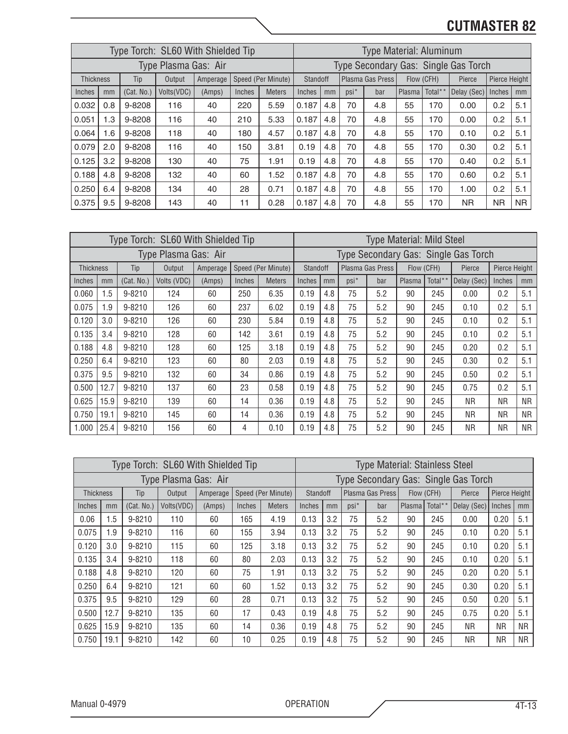| Type Torch: SL60 With Shielded Tip | | | | | | | Type Material: Aluminum | | | | | | | | |
|---|---|---|---|---|---|---|---|---|---|---|---|---|---|---|---|
| Type Plasma Gas: Air | | | | | | | Type Secondary Gas: Single Gas Torch | | | | | | | | |
| Thickness | | Tip | Output | Amperage | Speed (Per Minute) | | Standoff | | Plasma Gas Press | | Flow (CFH) | | Pierce | Pierce Height | |
| Inches | mm | (Cat. No.) | Volts(VDC) | (Amps) | Inches | Meters | Inches | mm | psi* | bar | Plasma | Total** | Delay (Sec) | Inches | mm |
| 0.032 | 0.8 | 9-8208 | 116 | 40 | 220 | 5.59 | 0.187 | 4.8 | 70 | 4.8 | 55 | 170 | 0.00 | 0.2 | 5.1 |
| 0.051 | 1.3 | 9-8208 | 116 | 40 | 210 | 5.33 | 0.187 | 4.8 | 70 | 4.8 | 55 | 170 | 0.00 | 0.2 | 5.1 |
| 0.064 | 1.6 | 9-8208 | 118 | 40 | 180 | 4.57 | 0.187 | 4.8 | 70 | 4.8 | 55 | 170 | 0.10 | 0.2 | 5.1 |
| 0.079 | 2.0 | 9-8208 | 116 | 40 | 150 | 3.81 | 0.19 | 4.8 | 70 | 4.8 | 55 | 170 | 0.30 | 0.2 | 5.1 |
| 0.125 | 3.2 | 9-8208 | 130 | 40 | 75 | 1.91 | 0.19 | 4.8 | 70 | 4.8 | 55 | 170 | 0.40 | 0.2 | 5.1 |
| 0.188 | 4.8 | 9-8208 | 132 | 40 | 60 | 1.52 | 0.187 | 4.8 | 70 | 4.8 | 55 | 170 | 0.60 | 0.2 | 5.1 |
| 0.250 | 6.4 | 9-8208 | 134 | 40 | 28 | 0.71 | 0.187 | 4.8 | 70 | 4.8 | 55 | 170 | 1.00 | 0.2 | 5.1 |
| 0.375 | 9.5 | 9-8208 | 143 | 40 | 11 | 0.28 | 0.187 | 4.8 | 70 | 4.8 | 55 | 170 | NR | NR | NR |

| Type Torch: SL60 With Shielded Tip | | | | | | | Type Material: Mild Steel | | | | | | | | |
|---|---|---|---|---|---|---|---|---|---|---|---|---|---|---|---|
| Type Plasma Gas: Air | | | | | | | Type Secondary Gas: Single Gas Torch | | | | | | | | |
| Thickness | | Tip | Output | Amperage | Speed (Per Minute) | | Standoff | | Plasma Gas Press | | Flow (CFH) | | Pierce | Pierce Height | |
| Inches | mm | (Cat. No.) | Volts (VDC) | (Amps) | Inches | Meters | Inches | mm | psi* | bar | Plasma | Total** | Delay (Sec) | Inches | mm |
| 0.060 | 1.5 | 9-8210 | 124 | 60 | 250 | 6.35 | 0.19 | 4.8 | 75 | 5.2 | 90 | 245 | 0.00 | 0.2 | 5.1 |
| 0.075 | 1.9 | 9-8210 | 126 | 60 | 237 | 6.02 | 0.19 | 4.8 | 75 | 5.2 | 90 | 245 | 0.10 | 0.2 | 5.1 |
| 0.120 | 3.0 | 9-8210 | 126 | 60 | 230 | 5.84 | 0.19 | 4.8 | 75 | 5.2 | 90 | 245 | 0.10 | 0.2 | 5.1 |
| 0.135 | 3.4 | 9-8210 | 128 | 60 | 142 | 3.61 | 0.19 | 4.8 | 75 | 5.2 | 90 | 245 | 0.10 | 0.2 | 5.1 |
| 0.188 | 4.8 | 9-8210 | 128 | 60 | 125 | 3.18 | 0.19 | 4.8 | 75 | 5.2 | 90 | 245 | 0.20 | 0.2 | 5.1 |
| 0.250 | 6.4 | 9-8210 | 123 | 60 | 80 | 2.03 | 0.19 | 4.8 | 75 | 5.2 | 90 | 245 | 0.30 | 0.2 | 5.1 |
| 0.375 | 9.5 | 9-8210 | 132 | 60 | 34 | 0.86 | 0.19 | 4.8 | 75 | 5.2 | 90 | 245 | 0.50 | 0.2 | 5.1 |
| 0.500 | 12.7 | 9-8210 | 137 | 60 | 23 | 0.58 | 0.19 | 4.8 | 75 | 5.2 | 90 | 245 | 0.75 | 0.2 | 5.1 |
| 0.625 | 15.9 | 9-8210 | 139 | 60 | 14 | 0.36 | 0.19 | 4.8 | 75 | 5.2 | 90 | 245 | NR | NR | NR |
| 0.750 | 19.1 | 9-8210 | 145 | 60 | 14 | 0.36 | 0.19 | 4.8 | 75 | 5.2 | 90 | 245 | NR | NR | NR |
| 1.000 | 25.4 | 9-8210 | 156 | 60 | 4 | 0.10 | 0.19 | 4.8 | 75 | 5.2 | 90 | 245 | NR | NR | NR |

| Type Torch: SL60 With Shielded Tip | | | | | | | Type Material: Stainless Steel | | | | | | | | |
|---|---|---|---|---|---|---|---|---|---|---|---|---|---|---|---|
| Type Plasma Gas: Air | | | | | | | Type Secondary Gas: Single Gas Torch | | | | | | | | |
| Thickness | | Tip | Output | Amperage | Speed (Per Minute) | | Standoff | | Plasma Gas Press | | Flow (CFH) | | Pierce | Pierce Height | |
| Inches | mm | (Cat. No.) | Volts(VDC) | (Amps) | Inches | Meters | Inches | mm | psi* | bar | Plasma | Total** | Delay (Sec) | Inches | mm |
| 0.06 | 1.5 | 9-8210 | 110 | 60 | 165 | 4.19 | 0.13 | 3.2 | 75 | 5.2 | 90 | 245 | 0.00 | 0.20 | 5.1 |
| 0.075 | 1.9 | 9-8210 | 116 | 60 | 155 | 3.94 | 0.13 | 3.2 | 75 | 5.2 | 90 | 245 | 0.10 | 0.20 | 5.1 |
| 0.120 | 3.0 | 9-8210 | 115 | 60 | 125 | 3.18 | 0.13 | 3.2 | 75 | 5.2 | 90 | 245 | 0.10 | 0.20 | 5.1 |
| 0.135 | 3.4 | 9-8210 | 118 | 60 | 80 | 2.03 | 0.13 | 3.2 | 75 | 5.2 | 90 | 245 | 0.10 | 0.20 | 5.1 |
| 0.188 | 4.8 | 9-8210 | 120 | 60 | 75 | 1.91 | 0.13 | 3.2 | 75 | 5.2 | 90 | 245 | 0.20 | 0.20 | 5.1 |
| 0.250 | 6.4 | 9-8210 | 121 | 60 | 60 | 1.52 | 0.13 | 3.2 | 75 | 5.2 | 90 | 245 | 0.30 | 0.20 | 5.1 |
| 0.375 | 9.5 | 9-8210 | 129 | 60 | 28 | 0.71 | 0.13 | 3.2 | 75 | 5.2 | 90 | 245 | 0.50 | 0.20 | 5.1 |
| 0.500 | 12.7 | 9-8210 | 135 | 60 | 17 | 0.43 | 0.19 | 4.8 | 75 | 5.2 | 90 | 245 | 0.75 | 0.20 | 5.1 |
| 0.625 | 15.9 | 9-8210 | 135 | 60 | 14 | 0.36 | 0.19 | 4.8 | 75 | 5.2 | 90 | 245 | NR | NR | NR |
| 0.750 | 19.1 | 9-8210 | 142 | 60 | 10 | 0.25 | 0.19 | 4.8 | 75 | 5.2 | 90 | 245 | NR | NR | NR |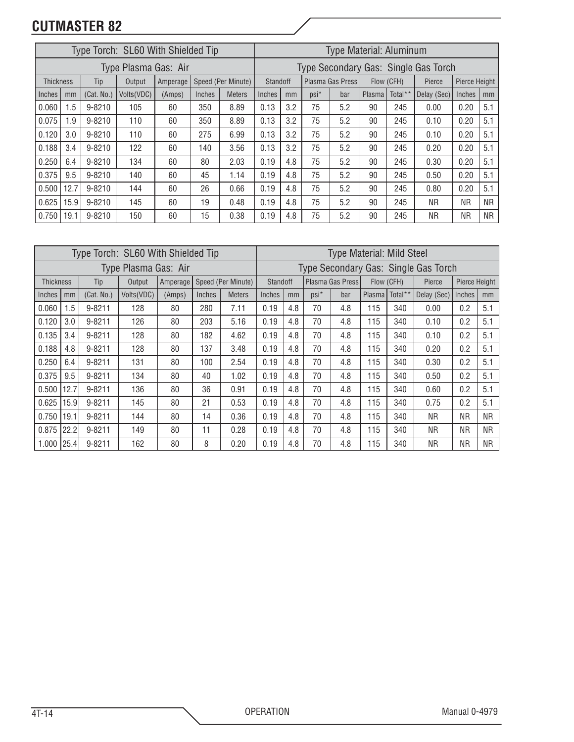# CUTMASTER 82

| Type Torch: SL60 With Shielded Tip | | | | | | | Type Material: Aluminum | | | | | | | | |
|---|---|---|---|---|---|---|---|---|---|---|---|---|---|---|---|
| Type Plasma Gas: Air | | | | | | | Type Secondary Gas: Single Gas Torch | | | | | | | | |
| Thickness | | Tip | Output | Amperage | Speed (Per Minute) | | Standoff | | Plasma Gas Press | | Flow (CFH) | | Pierce | Pierce Height | |
| Inches | mm | (Cat. No.) | Volts(VDC) | (Amps) | Inches | Meters | Inches | mm | psi* | bar | Plasma | Total** | Delay (Sec) | Inches | mm |
| 0.060 | 1.5 | 9-8210 | 105 | 60 | 350 | 8.89 | 0.13 | 3.2 | 75 | 5.2 | 90 | 245 | 0.00 | 0.20 | 5.1 |
| 0.075 | 1.9 | 9-8210 | 110 | 60 | 350 | 8.89 | 0.13 | 3.2 | 75 | 5.2 | 90 | 245 | 0.10 | 0.20 | 5.1 |
| 0.120 | 3.0 | 9-8210 | 110 | 60 | 275 | 6.99 | 0.13 | 3.2 | 75 | 5.2 | 90 | 245 | 0.10 | 0.20 | 5.1 |
| 0.188 | 3.4 | 9-8210 | 122 | 60 | 140 | 3.56 | 0.13 | 3.2 | 75 | 5.2 | 90 | 245 | 0.20 | 0.20 | 5.1 |
| 0.250 | 6.4 | 9-8210 | 134 | 60 | 80 | 2.03 | 0.19 | 4.8 | 75 | 5.2 | 90 | 245 | 0.30 | 0.20 | 5.1 |
| 0.375 | 9.5 | 9-8210 | 140 | 60 | 45 | 1.14 | 0.19 | 4.8 | 75 | 5.2 | 90 | 245 | 0.50 | 0.20 | 5.1 |
| 0.500 | 12.7 | 9-8210 | 144 | 60 | 26 | 0.66 | 0.19 | 4.8 | 75 | 5.2 | 90 | 245 | 0.80 | 0.20 | 5.1 |
| 0.625 | 15.9 | 9-8210 | 145 | 60 | 19 | 0.48 | 0.19 | 4.8 | 75 | 5.2 | 90 | 245 | NR | NR | NR |
| 0.750 | 19.1 | 9-8210 | 150 | 60 | 15 | 0.38 | 0.19 | 4.8 | 75 | 5.2 | 90 | 245 | NR | NR | NR |

| Type Torch: SL60 With Shielded Tip | | | | | | | Type Material: Mild Steel | | | | | | | | |
|---|---|---|---|---|---|---|---|---|---|---|---|---|---|---|---|
| Type Plasma Gas: Air | | | | | | | Type Secondary Gas: Single Gas Torch | | | | | | | | |
| Thickness | | Tip | Output | Amperage | Speed (Per Minute) | | Standoff | | Plasma Gas Press | | Flow (CFH) | | Pierce | Pierce Height | |
| Inches | mm | (Cat. No.) | Volts(VDC) | (Amps) | Inches | Meters | Inches | mm | psi* | bar | Plasma | Total** | Delay (Sec) | Inches | mm |
| 0.060 | 1.5 | 9-8211 | 128 | 80 | 280 | 7.11 | 0.19 | 4.8 | 70 | 4.8 | 115 | 340 | 0.00 | 0.2 | 5.1 |
| 0.120 | 3.0 | 9-8211 | 126 | 80 | 203 | 5.16 | 0.19 | 4.8 | 70 | 4.8 | 115 | 340 | 0.10 | 0.2 | 5.1 |
| 0.135 | 3.4 | 9-8211 | 128 | 80 | 182 | 4.62 | 0.19 | 4.8 | 70 | 4.8 | 115 | 340 | 0.10 | 0.2 | 5.1 |
| 0.188 | 4.8 | 9-8211 | 128 | 80 | 137 | 3.48 | 0.19 | 4.8 | 70 | 4.8 | 115 | 340 | 0.20 | 0.2 | 5.1 |
| 0.250 | 6.4 | 9-8211 | 131 | 80 | 100 | 2.54 | 0.19 | 4.8 | 70 | 4.8 | 115 | 340 | 0.30 | 0.2 | 5.1 |
| 0.375 | 9.5 | 9-8211 | 134 | 80 | 40 | 1.02 | 0.19 | 4.8 | 70 | 4.8 | 115 | 340 | 0.50 | 0.2 | 5.1 |
| 0.500 | 12.7 | 9-8211 | 136 | 80 | 36 | 0.91 | 0.19 | 4.8 | 70 | 4.8 | 115 | 340 | 0.60 | 0.2 | 5.1 |
| 0.625 | 15.9 | 9-8211 | 145 | 80 | 21 | 0.53 | 0.19 | 4.8 | 70 | 4.8 | 115 | 340 | 0.75 | 0.2 | 5.1 |
| 0.750 | 19.1 | 9-8211 | 144 | 80 | 14 | 0.36 | 0.19 | 4.8 | 70 | 4.8 | 115 | 340 | NR | NR | NR |
| 0.875 | 22.2 | 9-8211 | 149 | 80 | 11 | 0.28 | 0.19 | 4.8 | 70 | 4.8 | 115 | 340 | NR | NR | NR |
| 1.000 | 25.4 | 9-8211 | 162 | 80 | 8 | 0.20 | 0.19 | 4.8 | 70 | 4.8 | 115 | 340 | NR | NR | NR |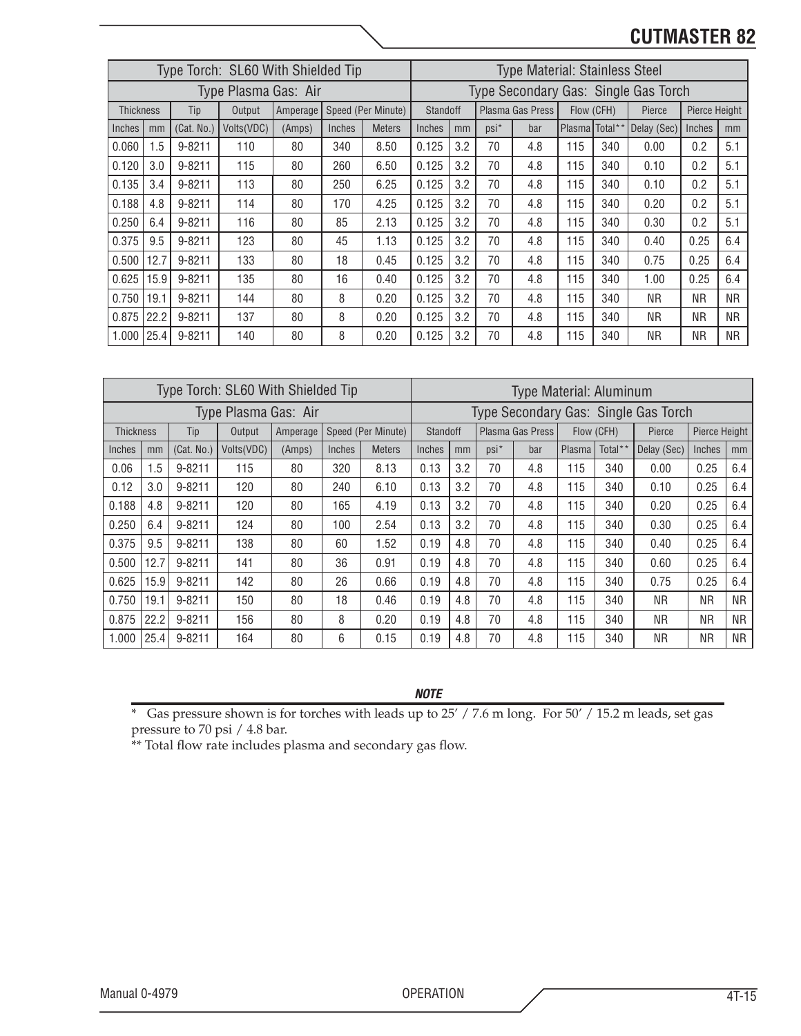| Type Torch: SL60 With Shielded Tip | | | | | | | Type Material: Stainless Steel | | | | | | | | |
|---|---|---|---|---|---|---|---|---|---|---|---|---|---|---|---|
| Type Plasma Gas: Air | | | | | | | Type Secondary Gas: Single Gas Torch | | | | | | | | |
| Thickness | | Tip | Output | Amperage | Speed (Per Minute) | | Standoff | | Plasma Gas Press | | Flow (CFH) | | Pierce | Pierce Height | |
| Inches | mm | (Cat. No.) | Volts(VDC) | (Amps) | Inches | Meters | Inches | mm | psi* | bar | Plasma | Total** | Delay (Sec) | Inches | mm |
| 0.060 | 1.5 | 9-8211 | 110 | 80 | 340 | 8.50 | 0.125 | 3.2 | 70 | 4.8 | 115 | 340 | 0.00 | 0.2 | 5.1 |
| 0.120 | 3.0 | 9-8211 | 115 | 80 | 260 | 6.50 | 0.125 | 3.2 | 70 | 4.8 | 115 | 340 | 0.10 | 0.2 | 5.1 |
| 0.135 | 3.4 | 9-8211 | 113 | 80 | 250 | 6.25 | 0.125 | 3.2 | 70 | 4.8 | 115 | 340 | 0.10 | 0.2 | 5.1 |
| 0.188 | 4.8 | 9-8211 | 114 | 80 | 170 | 4.25 | 0.125 | 3.2 | 70 | 4.8 | 115 | 340 | 0.20 | 0.2 | 5.1 |
| 0.250 | 6.4 | 9-8211 | 116 | 80 | 85 | 2.13 | 0.125 | 3.2 | 70 | 4.8 | 115 | 340 | 0.30 | 0.2 | 5.1 |
| 0.375 | 9.5 | 9-8211 | 123 | 80 | 45 | 1.13 | 0.125 | 3.2 | 70 | 4.8 | 115 | 340 | 0.40 | 0.25 | 6.4 |
| 0.500 | 12.7 | 9-8211 | 133 | 80 | 18 | 0.45 | 0.125 | 3.2 | 70 | 4.8 | 115 | 340 | 0.75 | 0.25 | 6.4 |
| 0.625 | 15.9 | 9-8211 | 135 | 80 | 16 | 0.40 | 0.125 | 3.2 | 70 | 4.8 | 115 | 340 | 1.00 | 0.25 | 6.4 |
| 0.750 | 19.1 | 9-8211 | 144 | 80 | 8 | 0.20 | 0.125 | 3.2 | 70 | 4.8 | 115 | 340 | NR | NR | NR |
| 0.875 | 22.2 | 9-8211 | 137 | 80 | 8 | 0.20 | 0.125 | 3.2 | 70 | 4.8 | 115 | 340 | NR | NR | NR |
| 1.000 | 25.4 | 9-8211 | 140 | 80 | 8 | 0.20 | 0.125 | 3.2 | 70 | 4.8 | 115 | 340 | NR | NR | NR |

| Type Torch: SL60 With Shielded Tip | | | | | | | Type Material: Aluminum | | | | | | | | |
|---|---|---|---|---|---|---|---|---|---|---|---|---|---|---|---|
| Type Plasma Gas: Air | | | | | | | Type Secondary Gas: Single Gas Torch | | | | | | | | |
| Thickness | | Tip | Output | Amperage | Speed (Per Minute) | | Standoff | | Plasma Gas Press | | Flow (CFH) | | Pierce | Pierce Height | |
| Inches | mm | (Cat. No.) | Volts(VDC) | (Amps) | Inches | Meters | Inches | mm | psi* | bar | Plasma | Total** | Delay (Sec) | Inches | mm |
| 0.06 | 1.5 | 9-8211 | 115 | 80 | 320 | 8.13 | 0.13 | 3.2 | 70 | 4.8 | 115 | 340 | 0.00 | 0.25 | 6.4 |
| 0.12 | 3.0 | 9-8211 | 120 | 80 | 240 | 6.10 | 0.13 | 3.2 | 70 | 4.8 | 115 | 340 | 0.10 | 0.25 | 6.4 |
| 0.188 | 4.8 | 9-8211 | 120 | 80 | 165 | 4.19 | 0.13 | 3.2 | 70 | 4.8 | 115 | 340 | 0.20 | 0.25 | 6.4 |
| 0.250 | 6.4 | 9-8211 | 124 | 80 | 100 | 2.54 | 0.13 | 3.2 | 70 | 4.8 | 115 | 340 | 0.30 | 0.25 | 6.4 |
| 0.375 | 9.5 | 9-8211 | 138 | 80 | 60 | 1.52 | 0.19 | 4.8 | 70 | 4.8 | 115 | 340 | 0.40 | 0.25 | 6.4 |
| 0.500 | 12.7 | 9-8211 | 141 | 80 | 36 | 0.91 | 0.19 | 4.8 | 70 | 4.8 | 115 | 340 | 0.60 | 0.25 | 6.4 |
| 0.625 | 15.9 | 9-8211 | 142 | 80 | 26 | 0.66 | 0.19 | 4.8 | 70 | 4.8 | 115 | 340 | 0.75 | 0.25 | 6.4 |
| 0.750 | 19.1 | 9-8211 | 150 | 80 | 18 | 0.46 | 0.19 | 4.8 | 70 | 4.8 | 115 | 340 | NR | NR | NR |
| 0.875 | 22.2 | 9-8211 | 156 | 80 | 8 | 0.20 | 0.19 | 4.8 | 70 | 4.8 | 115 | 340 | NR | NR | NR |
| 1.000 | 25.4 | 9-8211 | 164 | 80 | 6 | 0.15 | 0.19 | 4.8 | 70 | 4.8 | 115 | 340 | NR | NR | NR |

***NOTE***

\* Gas pressure shown is for torches with leads up to 25' / 7.6 m long. For 50' / 15.2 m leads, set gas pressure to 70 psi / 4.8 bar.

** Total flow rate includes plasma and secondary gas flow.